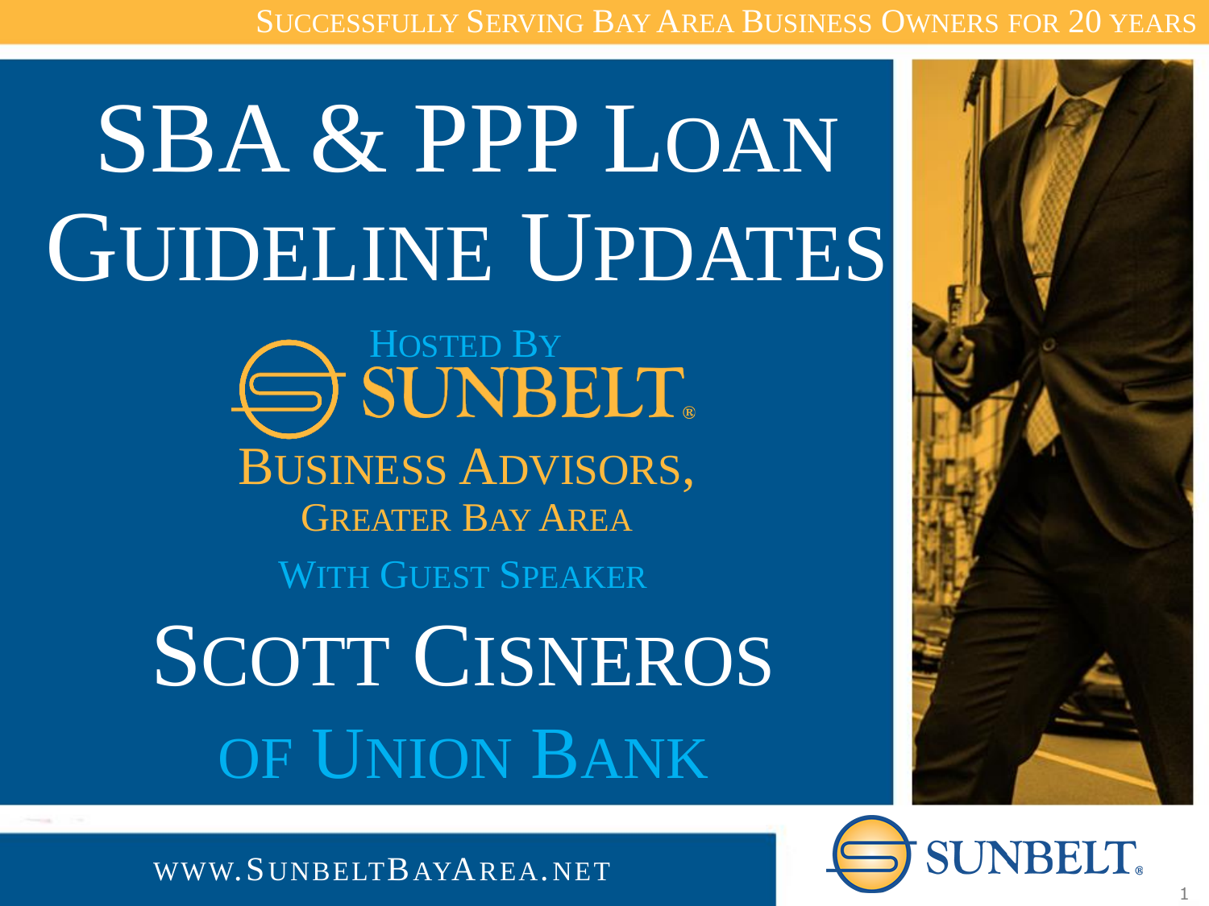Successfully Serving Bay Area Business Owners for 20 Years

# SBA & PPP Loan Guideline Updates

Hosted By

SUNBELT®

Business Advisors, Greater Bay Area

With Guest Speaker

## Scott Cisneros of Union Bank

www.SunbeltBayArea.net

SUNBELT®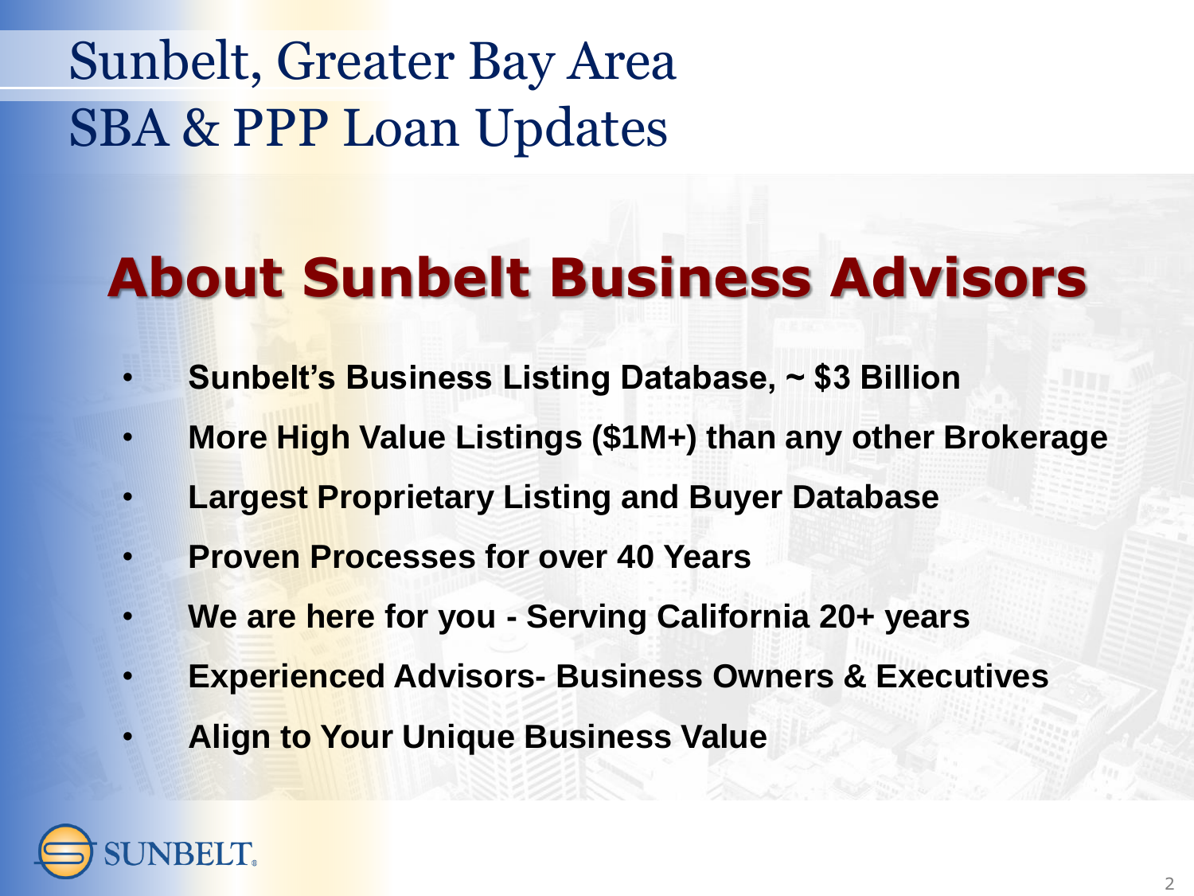# Sunbelt, Greater Bay Area
# SBA & PPP Loan Updates

## About Sunbelt Business Advisors

- **Sunbelt's Business Listing Database, ~ $3 Billion**
- **More High Value Listings ($1M+) than any other Brokerage**
- **Largest Proprietary Listing and Buyer Database**
- **Proven Processes for over 40 Years**
- **We are here for you - Serving California 20+ years**
- **Experienced Advisors- Business Owners & Executives**
- **Align to Your Unique Business Value**

SUNBELT.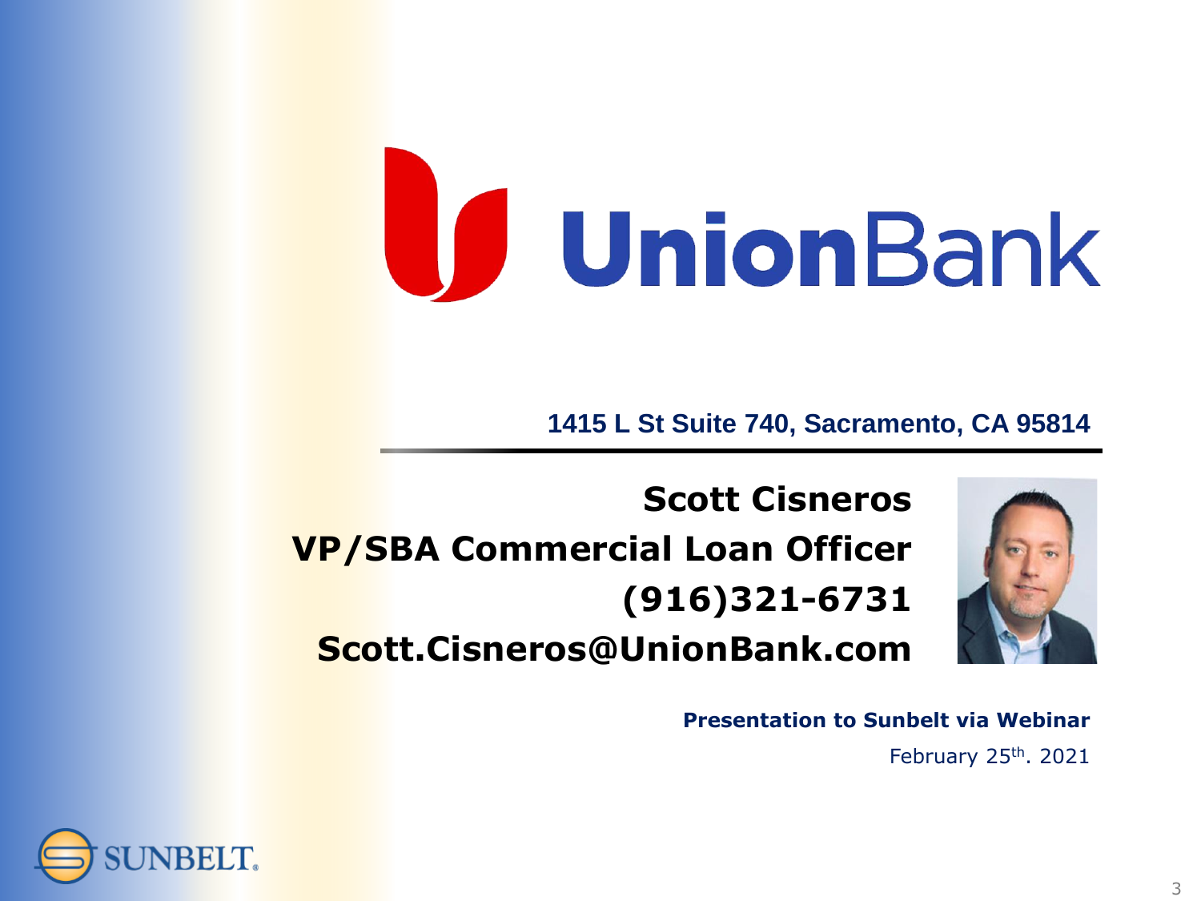# UnionBank

**1415 L St Suite 740, Sacramento, CA 95814**

**Scott Cisneros**
**VP/SBA Commercial Loan Officer**
**(916)321-6731**
**Scott.Cisneros@UnionBank.com**

**Presentation to Sunbelt via Webinar**

February 25th. 2021

SUNBELT.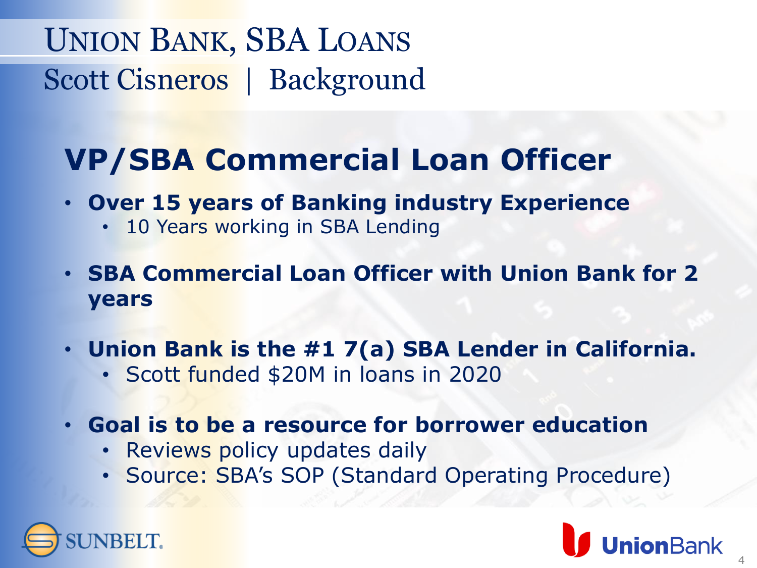# UNION BANK, SBA LOANS

## Scott Cisneros | Background

## VP/SBA Commercial Loan Officer

- **Over 15 years of Banking industry Experience**
  - 10 Years working in SBA Lending
- **SBA Commercial Loan Officer with Union Bank for 2 years**
- **Union Bank is the #1 7(a) SBA Lender in California.**
  - Scott funded $20M in loans in 2020
- **Goal is to be a resource for borrower education**
  - Reviews policy updates daily
  - Source: SBA's SOP (Standard Operating Procedure)

SUNBELT.

UnionBank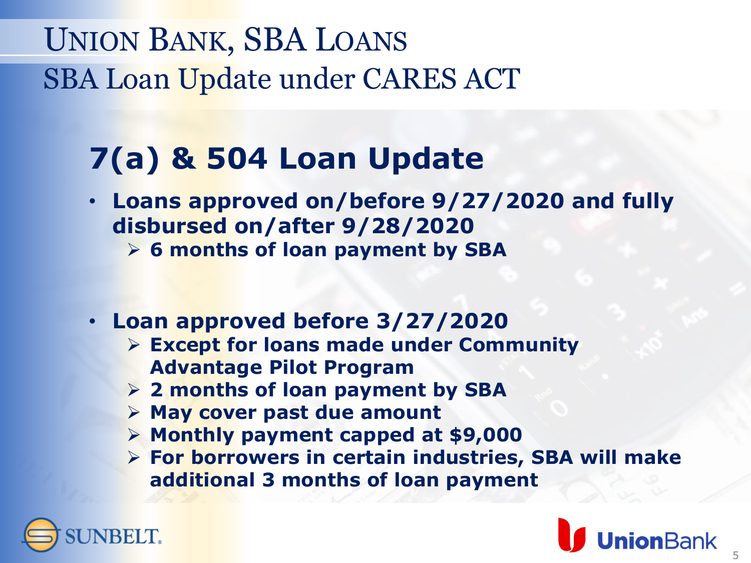# UNION BANK, SBA LOANS

## SBA Loan Update under CARES ACT

### 7(a) & 504 Loan Update

- **Loans approved on/before 9/27/2020 and fully disbursed on/after 9/28/2020**
  - **6 months of loan payment by SBA**

- **Loan approved before 3/27/2020**
  - **Except for loans made under Community Advantage Pilot Program**
  - **2 months of loan payment by SBA**
  - **May cover past due amount**
  - **Monthly payment capped at $9,000**
  - **For borrowers in certain industries, SBA will make additional 3 months of loan payment**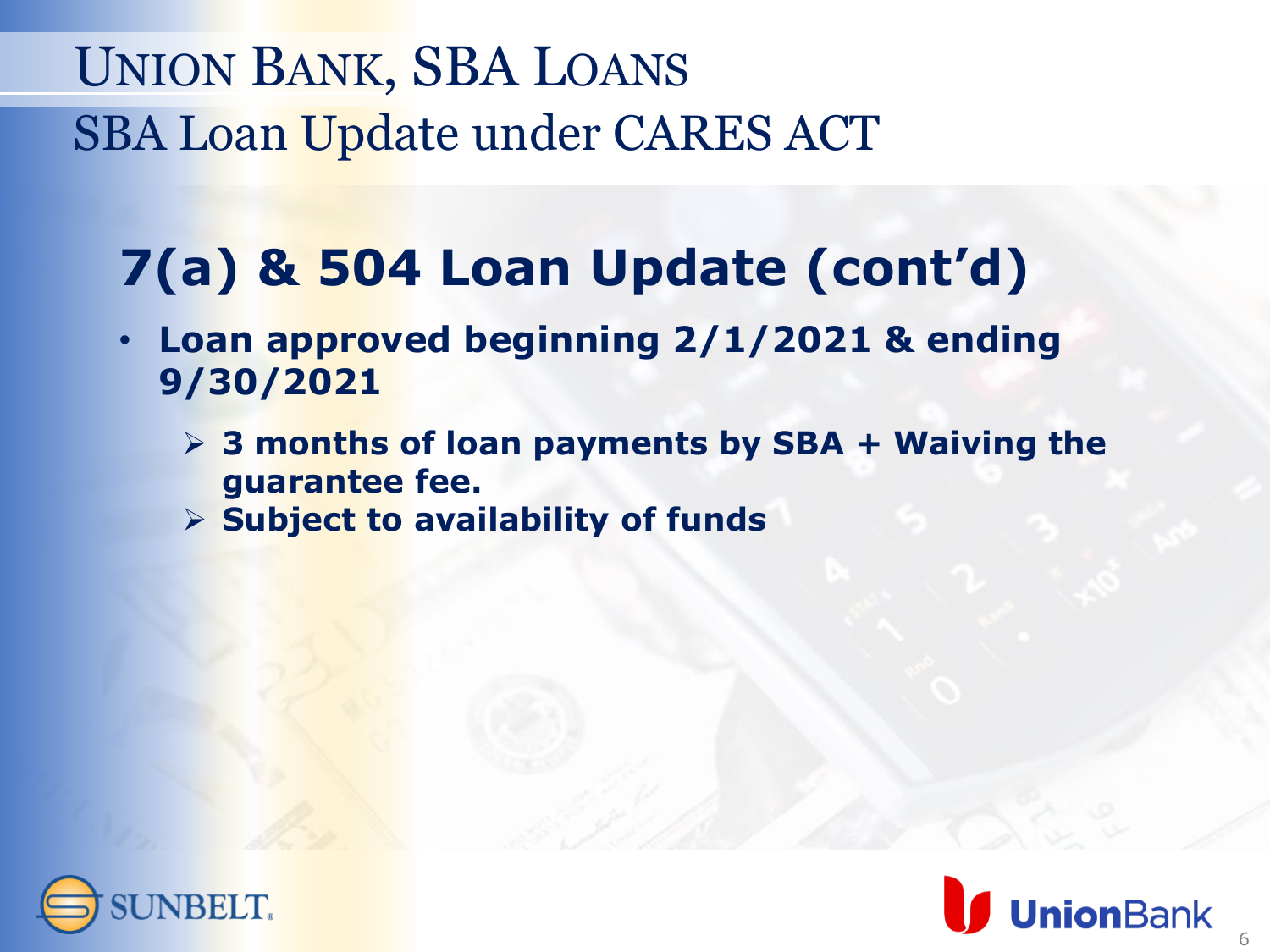# UNION BANK, SBA LOANS

## SBA Loan Update under CARES ACT

### 7(a) & 504 Loan Update (cont'd)

- **Loan approved beginning 2/1/2021 & ending 9/30/2021**
  - **3 months of loan payments by SBA + Waiving the guarantee fee.**
  - **Subject to availability of funds**

SUNBELT.

UnionBank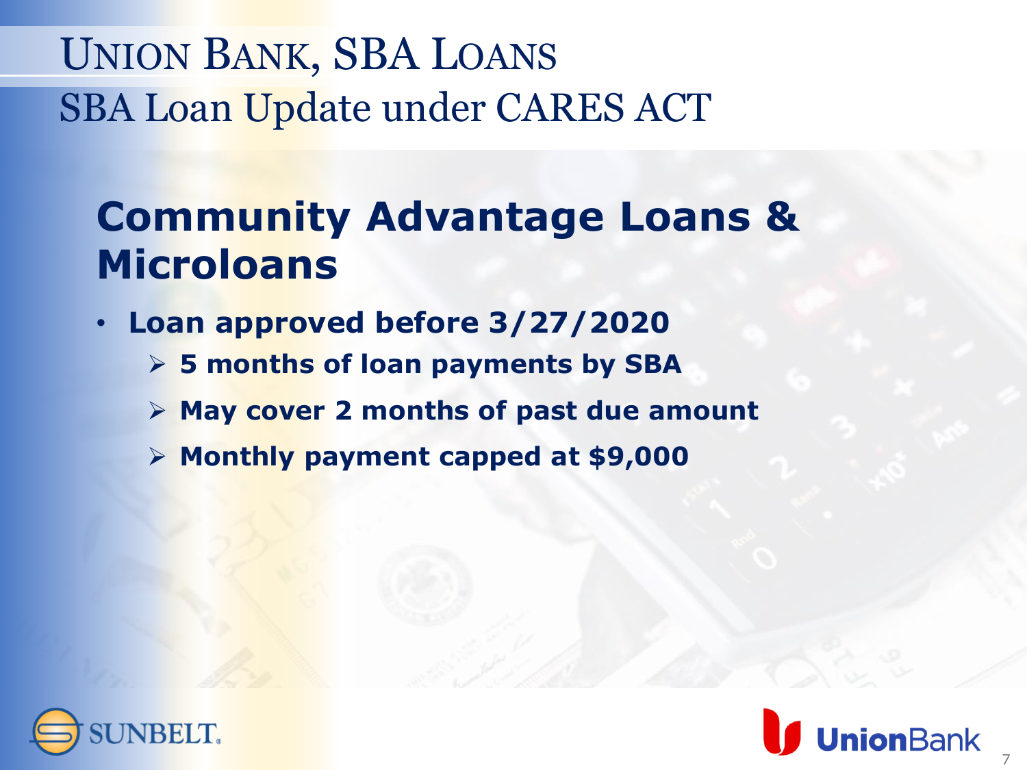# Union Bank, SBA Loans

## SBA Loan Update under CARES ACT

### Community Advantage Loans & Microloans

- **Loan approved before 3/27/2020**
  - **5 months of loan payments by SBA**
  - **May cover 2 months of past due amount**
  - **Monthly payment capped at $9,000**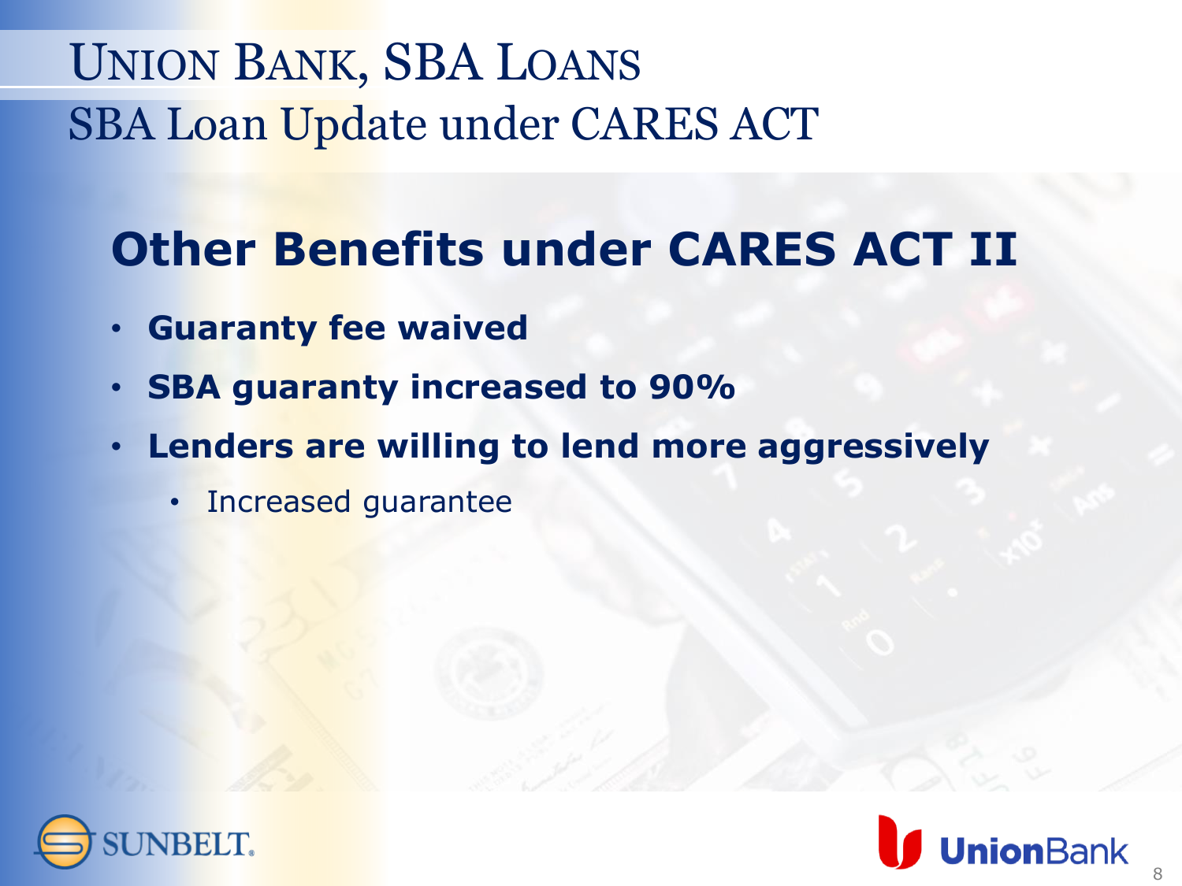# Union Bank, SBA Loans

## SBA Loan Update under CARES ACT

### Other Benefits under CARES ACT II

- **Guaranty fee waived**
- **SBA guaranty increased to 90%**
- **Lenders are willing to lend more aggressively**
  - Increased guarantee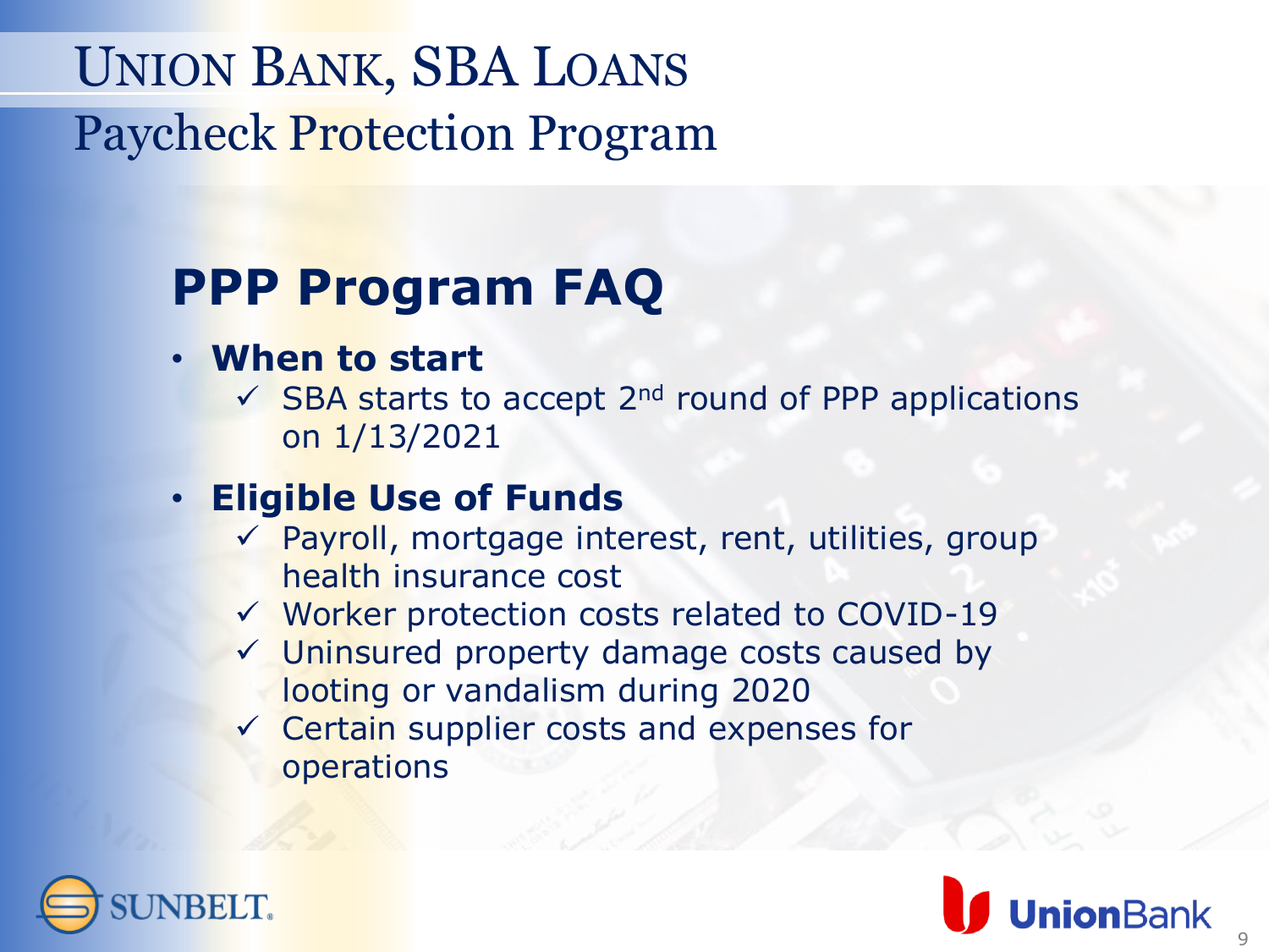# Union Bank, SBA Loans
## Paycheck Protection Program

### PPP Program FAQ

- **When to start**
  - ✓ SBA starts to accept 2nd round of PPP applications on 1/13/2021
- **Eligible Use of Funds**
  - ✓ Payroll, mortgage interest, rent, utilities, group health insurance cost
  - ✓ Worker protection costs related to COVID-19
  - ✓ Uninsured property damage costs caused by looting or vandalism during 2020
  - ✓ Certain supplier costs and expenses for operations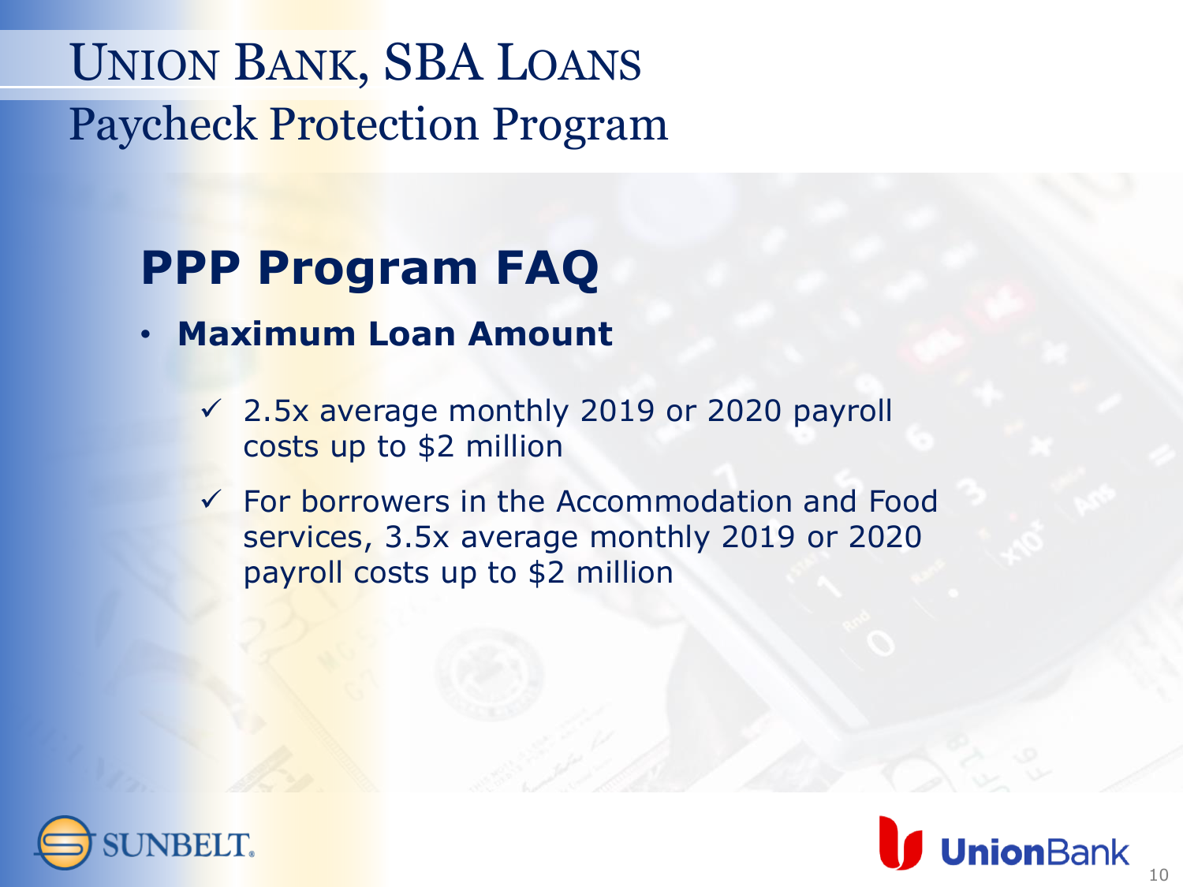# Union Bank, SBA Loans

## Paycheck Protection Program

### PPP Program FAQ

- **Maximum Loan Amount**
  - ✓ 2.5x average monthly 2019 or 2020 payroll costs up to $2 million
  - ✓ For borrowers in the Accommodation and Food services, 3.5x average monthly 2019 or 2020 payroll costs up to $2 million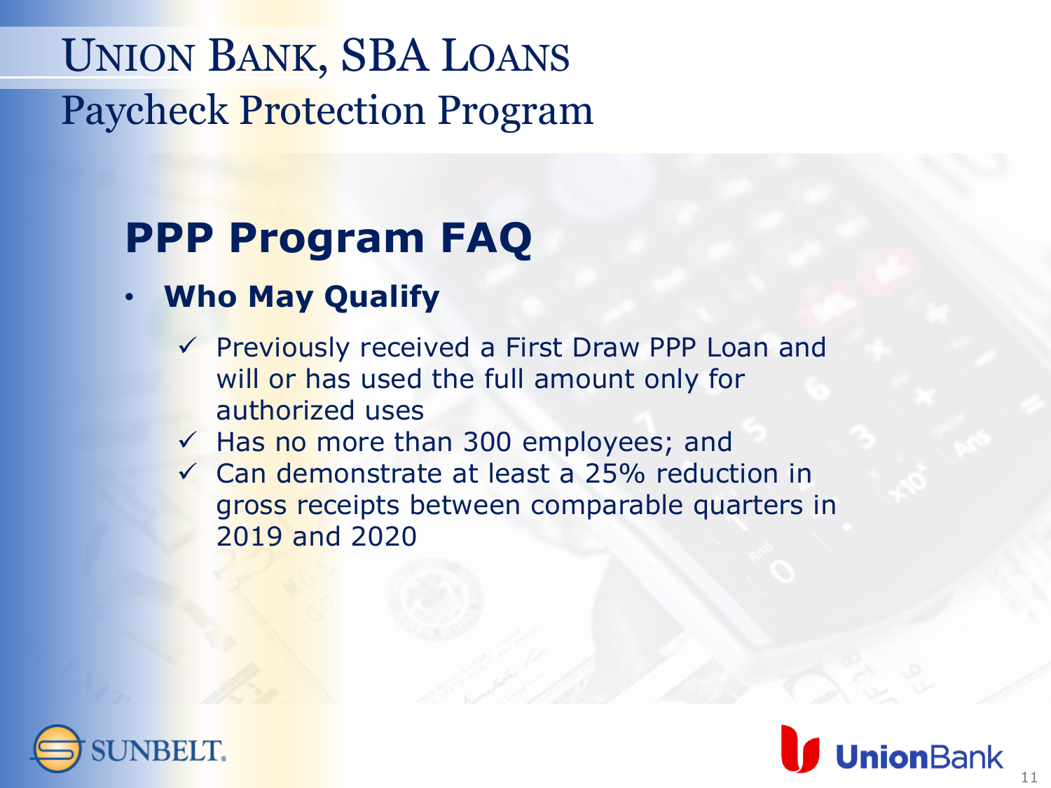# Union Bank, SBA Loans
## Paycheck Protection Program

## PPP Program FAQ

- **Who May Qualify**
  - ✓ Previously received a First Draw PPP Loan and will or has used the full amount only for authorized uses
  - ✓ Has no more than 300 employees; and
  - ✓ Can demonstrate at least a 25% reduction in gross receipts between comparable quarters in 2019 and 2020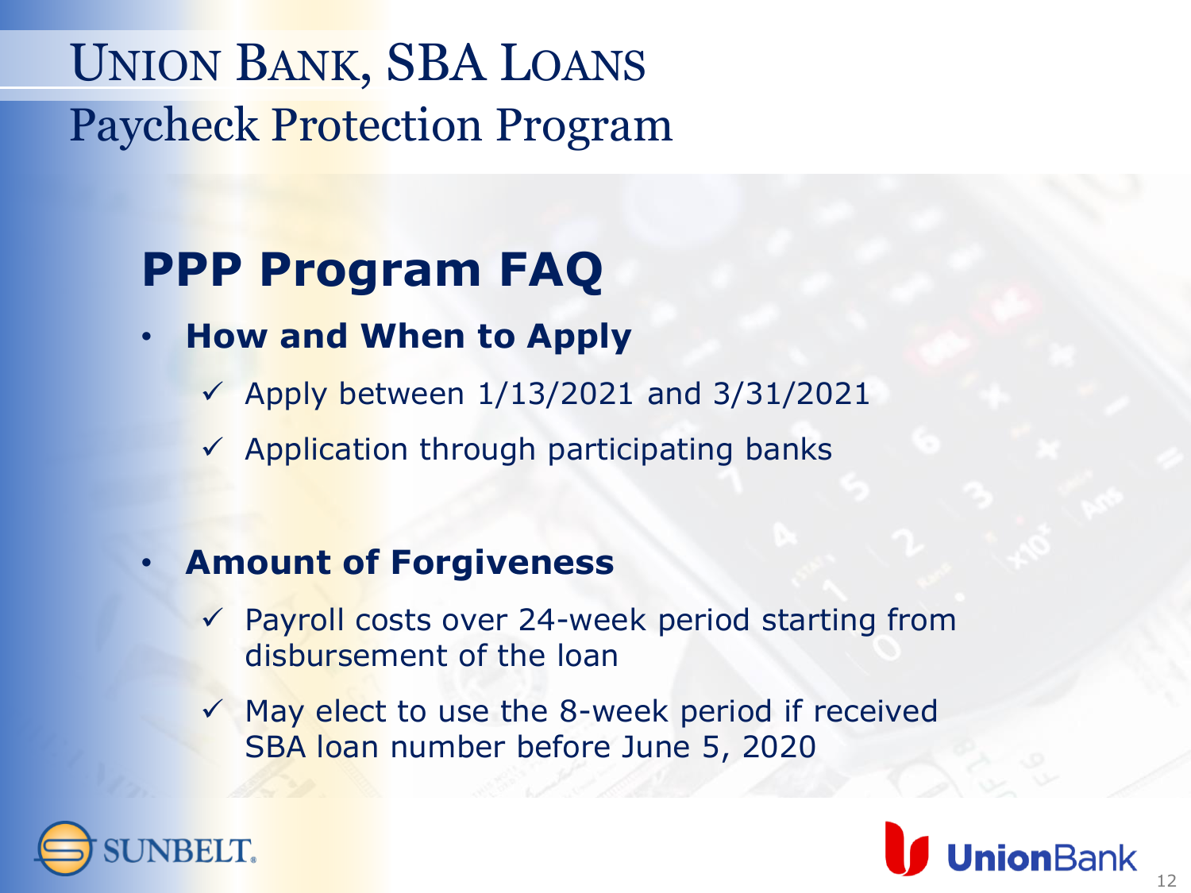# Union Bank, SBA Loans

## Paycheck Protection Program

## PPP Program FAQ

- **How and When to Apply**
  - ✓ Apply between 1/13/2021 and 3/31/2021
  - ✓ Application through participating banks

- **Amount of Forgiveness**
  - ✓ Payroll costs over 24-week period starting from disbursement of the loan
  - ✓ May elect to use the 8-week period if received SBA loan number before June 5, 2020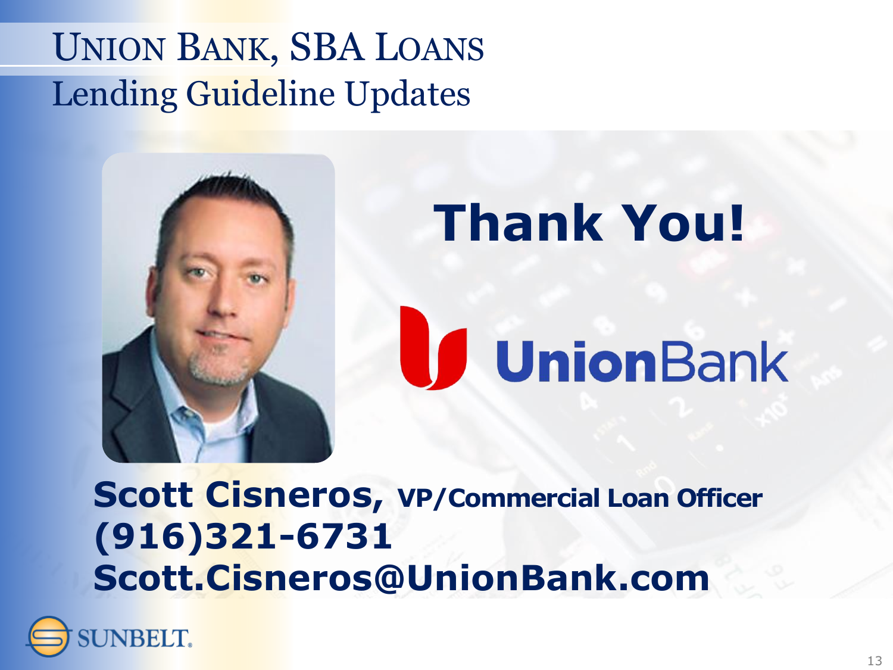# UNION BANK, SBA LOANS

## Lending Guideline Updates

# Thank You!

UnionBank

**Scott Cisneros,** **VP/Commercial Loan Officer**
**(916)321-6731**
**Scott.Cisneros@UnionBank.com**

SUNBELT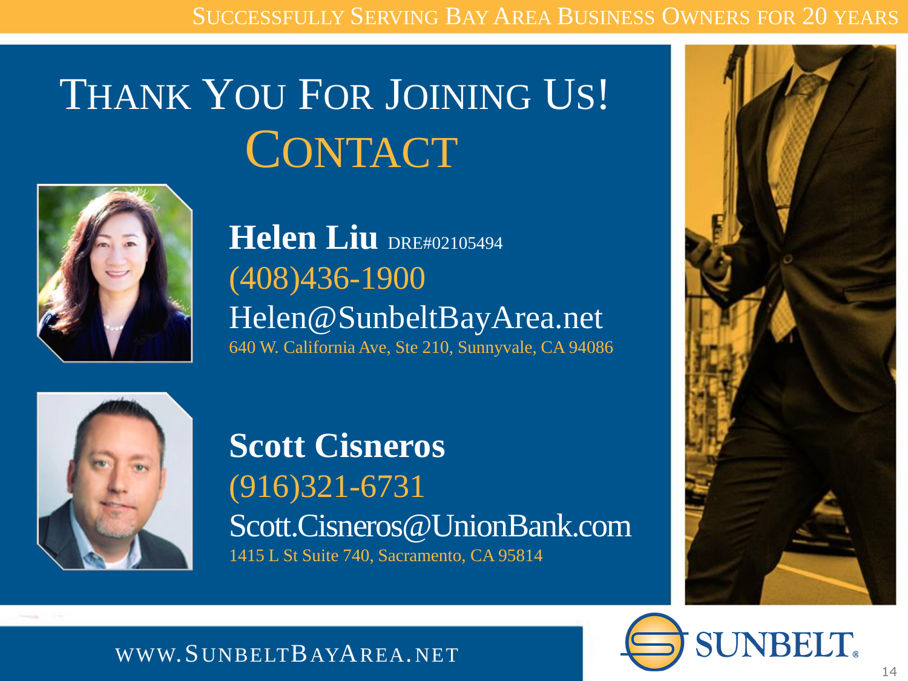Successfully Serving Bay Area Business Owners for 20 Years

# Thank You For Joining Us!

## Contact

**Helen Liu** DRE#02105494
(408)436-1900
Helen@SunbeltBayArea.net
640 W. California Ave, Ste 210, Sunnyvale, CA 94086

**Scott Cisneros**
(916)321-6731
Scott.Cisneros@UnionBank.com
1415 L St Suite 740, Sacramento, CA 95814

www.SunbeltBayArea.net

SUNBELT®